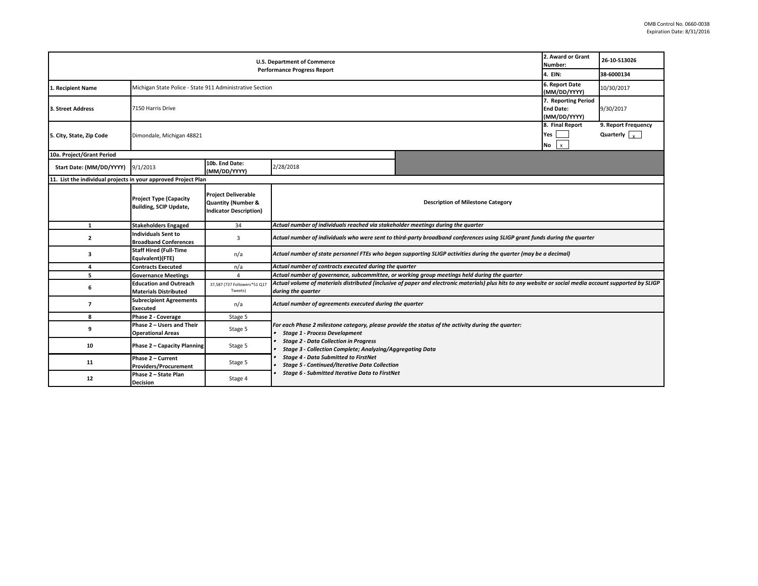OMB Control No. 0660-0038
Expiration Date: 8/31/2016

| U.S. Department of Commerce<br>Performance Progress Report | | | | 2. Award or Grant Number: | 26-10-S13026 |
|---|---|---|---|---|---|
| | | | | 4. EIN: | 38-6000134 |
| 1. Recipient Name | Michigan State Police - State 911 Administrative Section | | | 6. Report Date (MM/DD/YYYY) | 10/30/2017 |
| 3. Street Address | 7150 Harris Drive | | | 7. Reporting Period End Date: (MM/DD/YYYY) | 9/30/2017 |
| 5. City, State, Zip Code | Dimondale, Michigan 48821 | | | 8. Final Report<br>Yes [ ]<br>No [x] | 9. Report Frequency<br>Quarterly [x] |
| 10a. Project/Grant Period | | | | | |
| Start Date: (MM/DD/YYYY) | 9/1/2013 | 10b. End Date: (MM/DD/YYYY) | 2/28/2018 | | |

**11. List the individual projects in your approved Project Plan**

| | Project Type (Capacity Building, SCIP Update, | Project Deliverable Quantity (Number & Indicator Description) | Description of Milestone Category |
|---|---|---|---|
| 1 | Stakeholders Engaged | 34 | *Actual number of individuals reached via stakeholder meetings during the quarter* |
| 2 | Individuals Sent to Broadband Conferences | 3 | *Actual number of individuals who were sent to third-party broadband conferences using SLIGP grant funds during the quarter* |
| 3 | Staff Hired (Full-Time Equivalent)(FTE) | n/a | *Actual number of state personnel FTEs who began supporting SLIGP activities during the quarter (may be a decimal)* |
| 4 | Contracts Executed | n/a | *Actual number of contracts executed during the quarter* |
| 5 | Governance Meetings | 4 | *Actual number of governance, subcommittee, or working group meetings held during the quarter* |
| 6 | Education and Outreach Materials Distributed | 37,587 (737 Followers*51 Q17 Tweets) | *Actual volume of materials distributed (inclusive of paper and electronic materials) plus hits to any website or social media account supported by SLIGP during the quarter* |
| 7 | Subrecipient Agreements Executed | n/a | *Actual number of agreements executed during the quarter* |
| 8 | Phase 2 - Coverage | Stage 5 | *For each Phase 2 milestone category, please provide the status of the activity during the quarter:*<br>• *Stage 1 - Process Development*<br>• *Stage 2 - Data Collection in Progress*<br>• *Stage 3 - Collection Complete; Analyzing/Aggregating Data*<br>• *Stage 4 - Data Submitted to FirstNet*<br>• *Stage 5 - Continued/Iterative Data Collection*<br>• *Stage 6 - Submitted Iterative Data to FirstNet* |
| 9 | Phase 2 – Users and Their Operational Areas | Stage 5 | |
| 10 | Phase 2 – Capacity Planning | Stage 5 | |
| 11 | Phase 2 – Current Providers/Procurement | Stage 5 | |
| 12 | Phase 2 – State Plan Decision | Stage 4 | |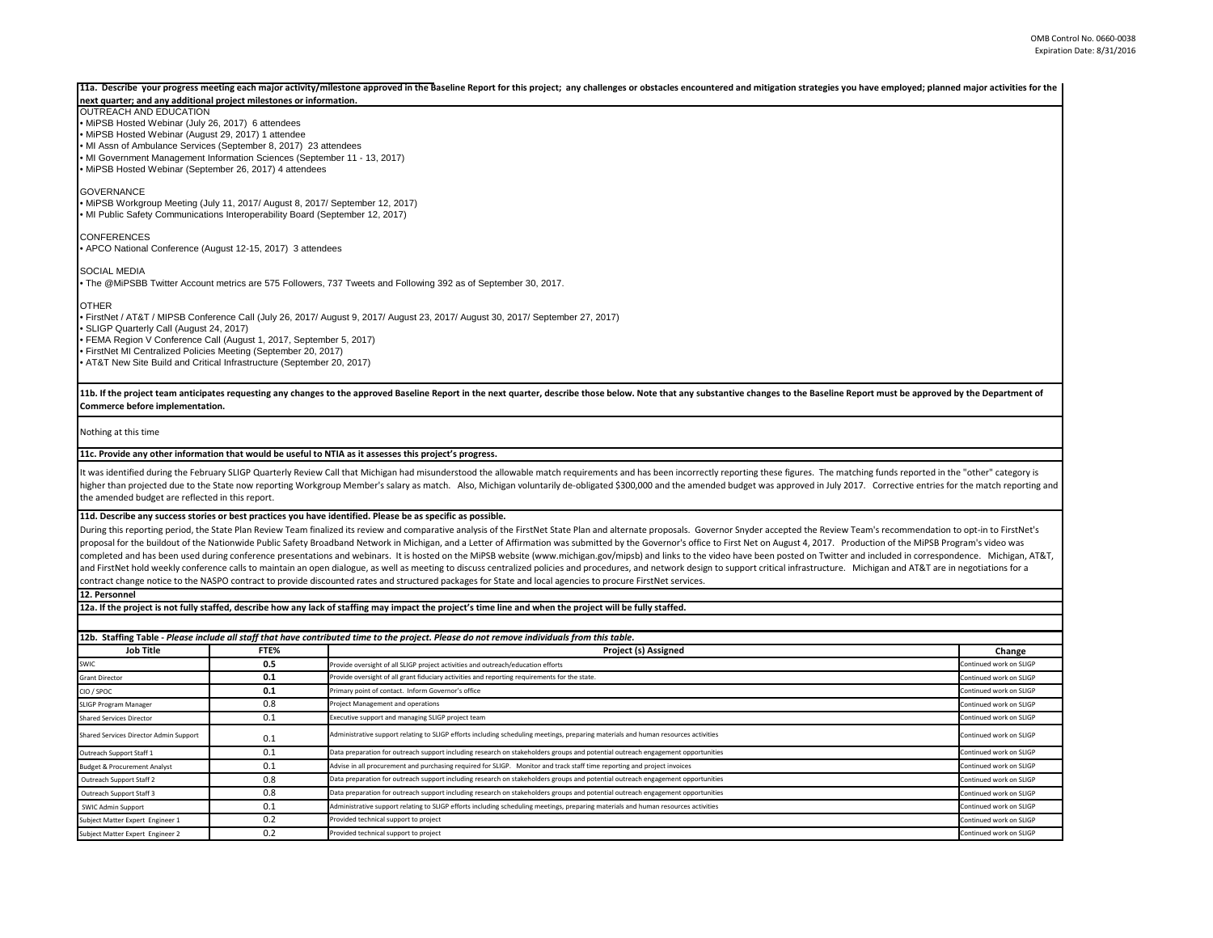**11a. Describe your progress meeting each major activity/milestone approved in the Baseline Report for this project; any challenges or obstacles encountered and mitigation strategies you have employed; planned major activities for the next quarter; and any additional project milestones or information.**

OUTREACH AND EDUCATION
- MiPSB Hosted Webinar (July 26, 2017) 6 attendees
- MiPSB Hosted Webinar (August 29, 2017) 1 attendee
- MI Assn of Ambulance Services (September 8, 2017) 23 attendees
- MI Government Management Information Sciences (September 11 - 13, 2017)
- MiPSB Hosted Webinar (September 26, 2017) 4 attendees

GOVERNANCE
- MiPSB Workgroup Meeting (July 11, 2017/ August 8, 2017/ September 12, 2017)
- MI Public Safety Communications Interoperability Board (September 12, 2017)

CONFERENCES
- APCO National Conference (August 12-15, 2017) 3 attendees

SOCIAL MEDIA
- The @MiPSBB Twitter Account metrics are 575 Followers, 737 Tweets and Following 392 as of September 30, 2017.

OTHER
- FirstNet / AT&T / MIPSB Conference Call (July 26, 2017/ August 9, 2017/ August 23, 2017/ August 30, 2017/ September 27, 2017)
- SLIGP Quarterly Call (August 24, 2017)
- FEMA Region V Conference Call (August 1, 2017, September 5, 2017)
- FirstNet MI Centralized Policies Meeting (September 20, 2017)
- AT&T New Site Build and Critical Infrastructure (September 20, 2017)

**11b. If the project team anticipates requesting any changes to the approved Baseline Report in the next quarter, describe those below. Note that any substantive changes to the Baseline Report must be approved by the Department of Commerce before implementation.**

Nothing at this time

**11c. Provide any other information that would be useful to NTIA as it assesses this project's progress.**

It was identified during the February SLIGP Quarterly Review Call that Michigan had misunderstood the allowable match requirements and has been incorrectly reporting these figures. The matching funds reported in the "other" category is higher than projected due to the State now reporting Workgroup Member's salary as match. Also, Michigan voluntarily de-obligated $300,000 and the amended budget was approved in July 2017. Corrective entries for the match reporting and the amended budget are reflected in this report.

**11d. Describe any success stories or best practices you have identified. Please be as specific as possible.**

During this reporting period, the State Plan Review Team finalized its review and comparative analysis of the FirstNet State Plan and alternate proposals. Governor Snyder accepted the Review Team's recommendation to opt-in to FirstNet's proposal for the buildout of the Nationwide Public Safety Broadband Network in Michigan, and a Letter of Affirmation was submitted by the Governor's office to First Net on August 4, 2017. Production of the MiPSB Program's video was completed and has been used during conference presentations and webinars. It is hosted on the MiPSB website (www.michigan.gov/mipsb) and links to the video have been posted on Twitter and included in correspondence. Michigan, AT&T, and FirstNet hold weekly conference calls to maintain an open dialogue, as well as meeting to discuss centralized policies and procedures, and network design to support critical infrastructure. Michigan and AT&T are in negotiations for a contract change notice to the NASPO contract to provide discounted rates and structured packages for State and local agencies to procure FirstNet services.

**12. Personnel**

**12a. If the project is not fully staffed, describe how any lack of staffing may impact the project's time line and when the project will be fully staffed.**

**12b. Staffing Table** - *Please include all staff that have contributed time to the project. Please do not remove individuals from this table.*

| Job Title | FTE% | Project (s) Assigned | Change |
|---|---|---|---|
| SWIC | 0.5 | Provide oversight of all SLIGP project activities and outreach/education efforts | Continued work on SLIGP |
| Grant Director | 0.1 | Provide oversight of all grant fiduciary activities and reporting requirements for the state. | Continued work on SLIGP |
| CIO / SPOC | 0.1 | Primary point of contact. Inform Governor's office | Continued work on SLIGP |
| SLIGP Program Manager | 0.8 | Project Management and operations | Continued work on SLIGP |
| Shared Services Director | 0.1 | Executive support and managing SLIGP project team | Continued work on SLIGP |
| Shared Services Director Admin Support | 0.1 | Administrative support relating to SLIGP efforts including scheduling meetings, preparing materials and human resources activities | Continued work on SLIGP |
| Outreach Support Staff 1 | 0.1 | Data preparation for outreach support including research on stakeholders groups and potential outreach engagement opportunities | Continued work on SLIGP |
| Budget & Procurement Analyst | 0.1 | Advise in all procurement and purchasing required for SLIGP. Monitor and track staff time reporting and project invoices | Continued work on SLIGP |
| Outreach Support Staff 2 | 0.8 | Data preparation for outreach support including research on stakeholders groups and potential outreach engagement opportunities | Continued work on SLIGP |
| Outreach Support Staff 3 | 0.8 | Data preparation for outreach support including research on stakeholders groups and potential outreach engagement opportunities | Continued work on SLIGP |
| SWIC Admin Support | 0.1 | Administrative support relating to SLIGP efforts including scheduling meetings, preparing materials and human resources activities | Continued work on SLIGP |
| Subject Matter Expert Engineer 1 | 0.2 | Provided technical support to project | Continued work on SLIGP |
| Subject Matter Expert Engineer 2 | 0.2 | Provided technical support to project | Continued work on SLIGP |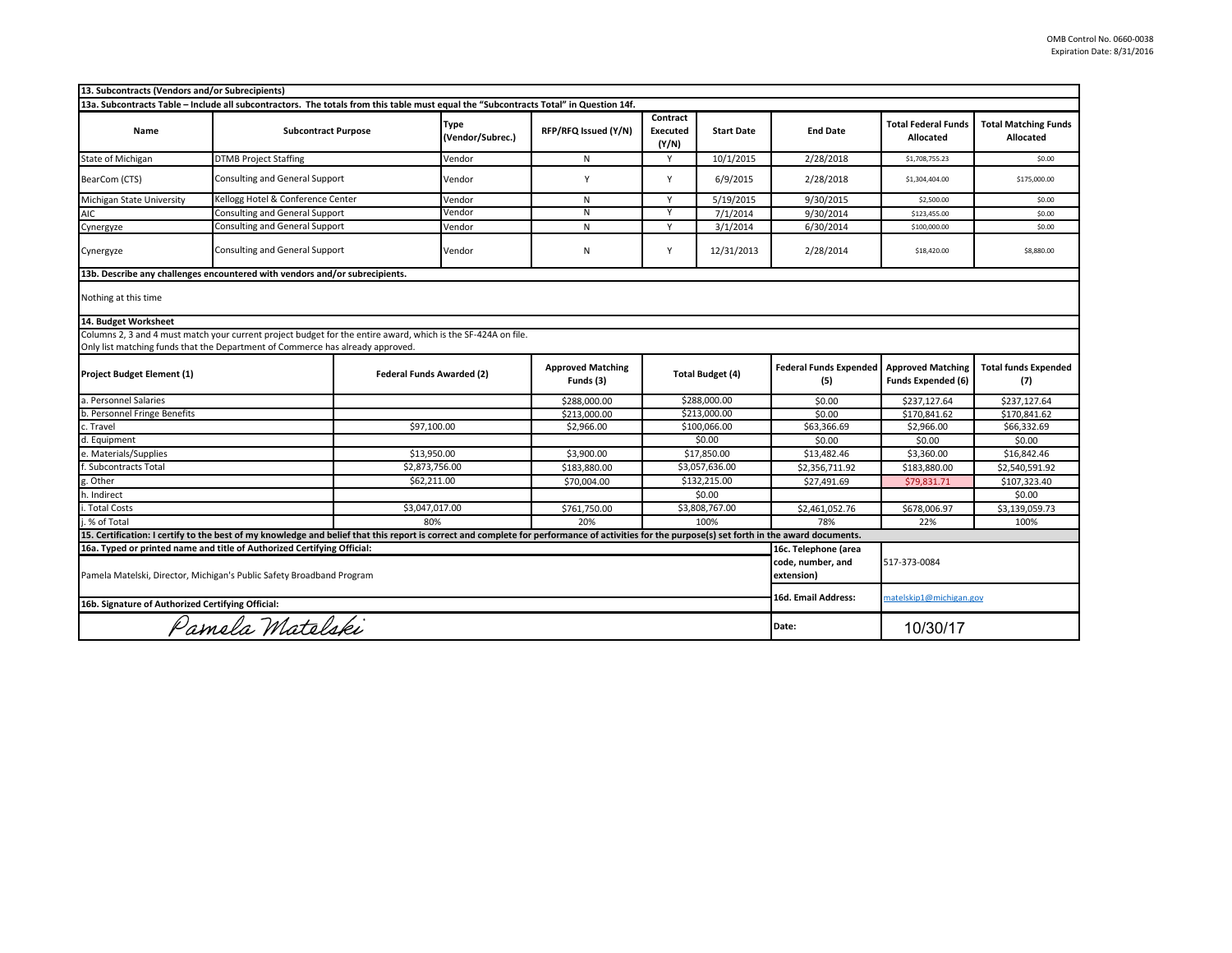OMB Control No. 0660-0038
Expiration Date: 8/31/2016

## 13. Subcontracts (Vendors and/or Subrecipients)

**13a. Subcontracts Table – Include all subcontractors. The totals from this table must equal the "Subcontracts Total" in Question 14f.**

| Name | Subcontract Purpose | Type (Vendor/Subrec.) | RFP/RFQ Issued (Y/N) | Contract Executed (Y/N) | Start Date | End Date | Total Federal Funds Allocated | Total Matching Funds Allocated |
|---|---|---|---|---|---|---|---|---|
| State of Michigan | DTMB Project Staffing | Vendor | N | Y | 10/1/2015 | 2/28/2018 | $1,708,755.23 | $0.00 |
| BearCom (CTS) | Consulting and General Support | Vendor | Y | Y | 6/9/2015 | 2/28/2018 | $1,304,404.00 | $175,000.00 |
| Michigan State University | Kellogg Hotel & Conference Center | Vendor | N | Y | 5/19/2015 | 9/30/2015 | $2,500.00 | $0.00 |
| AIC | Consulting and General Support | Vendor | N | Y | 7/1/2014 | 9/30/2014 | $123,455.00 | $0.00 |
| Cynergyze | Consulting and General Support | Vendor | N | Y | 3/1/2014 | 6/30/2014 | $100,000.00 | $0.00 |
| Cynergyze | Consulting and General Support | Vendor | N | Y | 12/31/2013 | 2/28/2014 | $18,420.00 | $8,880.00 |

**13b. Describe any challenges encountered with vendors and/or subrecipients.**

Nothing at this time

## 14. Budget Worksheet

Columns 2, 3 and 4 must match your current project budget for the entire award, which is the SF-424A on file.
Only list matching funds that the Department of Commerce has already approved.

| Project Budget Element (1) | Federal Funds Awarded (2) | Approved Matching Funds (3) | Total Budget (4) | Federal Funds Expended (5) | Approved Matching Funds Expended (6) | Total funds Expended (7) |
|---|---|---|---|---|---|---|
| a. Personnel Salaries | | $288,000.00 | $288,000.00 | $0.00 | $237,127.64 | $237,127.64 |
| b. Personnel Fringe Benefits | | $213,000.00 | $213,000.00 | $0.00 | $170,841.62 | $170,841.62 |
| c. Travel | $97,100.00 | $2,966.00 | $100,066.00 | $63,366.69 | $2,966.00 | $66,332.69 |
| d. Equipment | | | $0.00 | $0.00 | $0.00 | $0.00 |
| e. Materials/Supplies | $13,950.00 | $3,900.00 | $17,850.00 | $13,482.46 | $3,360.00 | $16,842.46 |
| f. Subcontracts Total | $2,873,756.00 | $183,880.00 | $3,057,636.00 | $2,356,711.92 | $183,880.00 | $2,540,591.92 |
| g. Other | $62,211.00 | $70,004.00 | $132,215.00 | $27,491.69 | $79,831.71 | $107,323.40 |
| h. Indirect | | | $0.00 | | | $0.00 |
| i. Total Costs | $3,047,017.00 | $761,750.00 | $3,808,767.00 | $2,461,052.76 | $678,006.97 | $3,139,059.73 |
| j. % of Total | 80% | 20% | 100% | 78% | 22% | 100% |

**15. Certification: I certify to the best of my knowledge and belief that this report is correct and complete for performance of activities for the purpose(s) set forth in the award documents.**

| | | |
|---|---|---|
| **16a. Typed or printed name and title of Authorized Certifying Official:** Pamela Matelski, Director, Michigan's Public Safety Broadband Program | **16c. Telephone (area code, number, and extension)** | 517-373-0084 |
| **16b. Signature of Authorized Certifying Official:** | **16d. Email Address:** | matelskip1@michigan.gov |
| Pamela Matelski | **Date:** | 10/30/17 |